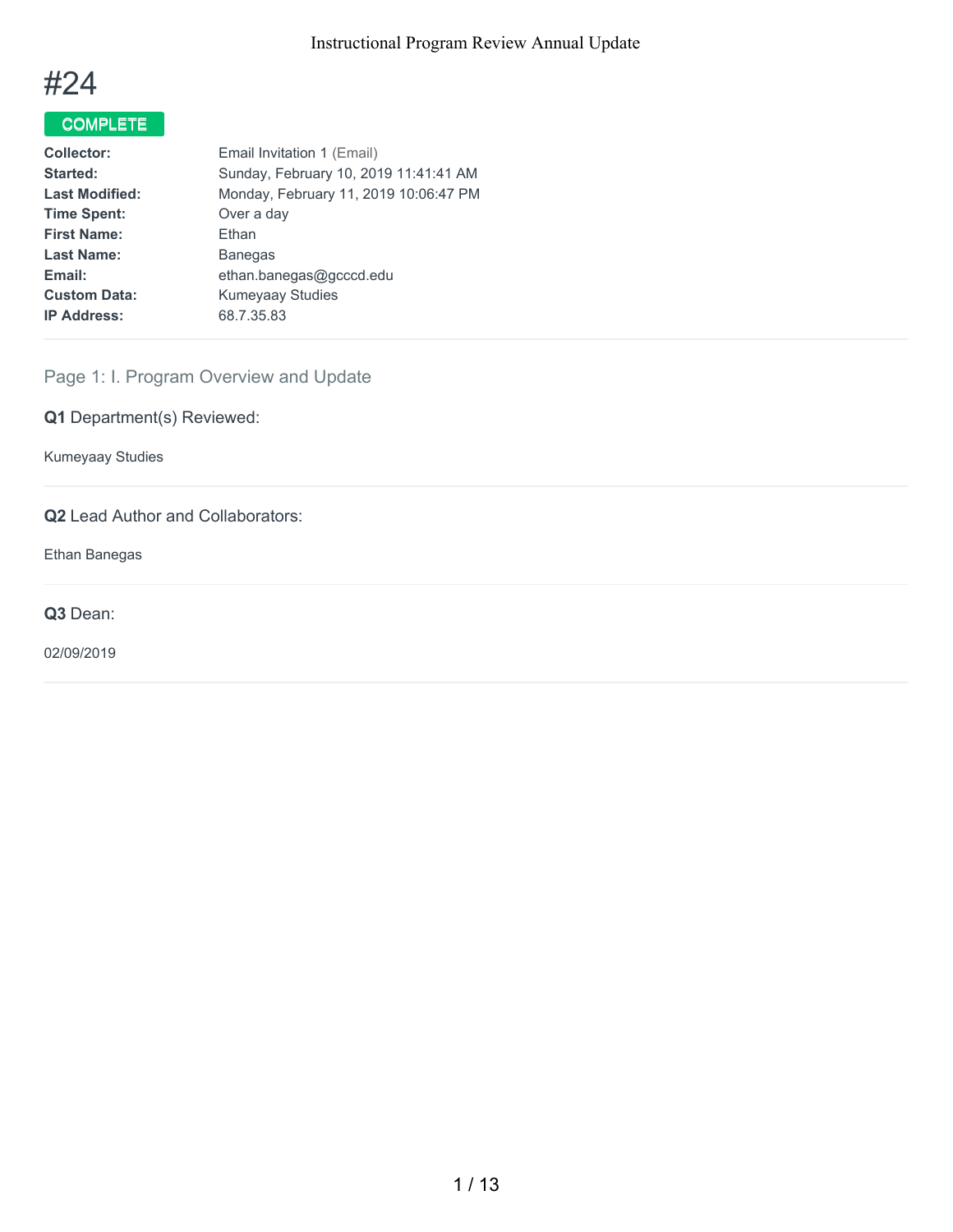# #24

**COMPLETE**

| | |
|---|---|
| **Collector:** | Email Invitation 1 (Email) |
| **Started:** | Sunday, February 10, 2019 11:41:41 AM |
| **Last Modified:** | Monday, February 11, 2019 10:06:47 PM |
| **Time Spent:** | Over a day |
| **First Name:** | Ethan |
| **Last Name:** | Banegas |
| **Email:** | ethan.banegas@gcccd.edu |
| **Custom Data:** | Kumeyaay Studies |
| **IP Address:** | 68.7.35.83 |

## Page 1: I. Program Overview and Update

**Q1** Department(s) Reviewed:

Kumeyaay Studies

**Q2** Lead Author and Collaborators:

Ethan Banegas

**Q3** Dean:

02/09/2019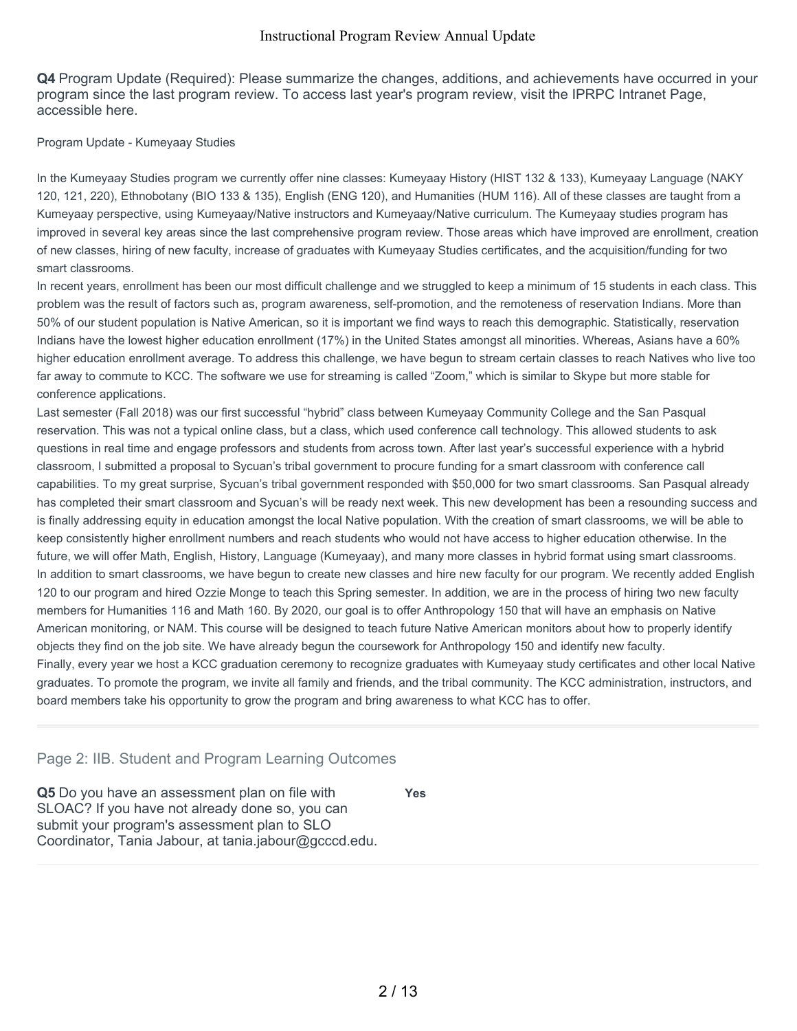**Q4** Program Update (Required): Please summarize the changes, additions, and achievements have occurred in your program since the last program review. To access last year's program review, visit the IPRPC Intranet Page, accessible here.

Program Update - Kumeyaay Studies

In the Kumeyaay Studies program we currently offer nine classes: Kumeyaay History (HIST 132 & 133), Kumeyaay Language (NAKY 120, 121, 220), Ethnobotany (BIO 133 & 135), English (ENG 120), and Humanities (HUM 116). All of these classes are taught from a Kumeyaay perspective, using Kumeyaay/Native instructors and Kumeyaay/Native curriculum. The Kumeyaay studies program has improved in several key areas since the last comprehensive program review. Those areas which have improved are enrollment, creation of new classes, hiring of new faculty, increase of graduates with Kumeyaay Studies certificates, and the acquisition/funding for two smart classrooms.

In recent years, enrollment has been our most difficult challenge and we struggled to keep a minimum of 15 students in each class. This problem was the result of factors such as, program awareness, self-promotion, and the remoteness of reservation Indians. More than 50% of our student population is Native American, so it is important we find ways to reach this demographic. Statistically, reservation Indians have the lowest higher education enrollment (17%) in the United States amongst all minorities. Whereas, Asians have a 60% higher education enrollment average. To address this challenge, we have begun to stream certain classes to reach Natives who live too far away to commute to KCC. The software we use for streaming is called "Zoom," which is similar to Skype but more stable for conference applications.

Last semester (Fall 2018) was our first successful "hybrid" class between Kumeyaay Community College and the San Pasqual reservation. This was not a typical online class, but a class, which used conference call technology. This allowed students to ask questions in real time and engage professors and students from across town. After last year's successful experience with a hybrid classroom, I submitted a proposal to Sycuan's tribal government to procure funding for a smart classroom with conference call capabilities. To my great surprise, Sycuan's tribal government responded with $50,000 for two smart classrooms. San Pasqual already has completed their smart classroom and Sycuan's will be ready next week. This new development has been a resounding success and is finally addressing equity in education amongst the local Native population. With the creation of smart classrooms, we will be able to keep consistently higher enrollment numbers and reach students who would not have access to higher education otherwise. In the future, we will offer Math, English, History, Language (Kumeyaay), and many more classes in hybrid format using smart classrooms.

In addition to smart classrooms, we have begun to create new classes and hire new faculty for our program. We recently added English 120 to our program and hired Ozzie Monge to teach this Spring semester. In addition, we are in the process of hiring two new faculty members for Humanities 116 and Math 160. By 2020, our goal is to offer Anthropology 150 that will have an emphasis on Native American monitoring, or NAM. This course will be designed to teach future Native American monitors about how to properly identify objects they find on the job site. We have already begun the coursework for Anthropology 150 and identify new faculty.

Finally, every year we host a KCC graduation ceremony to recognize graduates with Kumeyaay study certificates and other local Native graduates. To promote the program, we invite all family and friends, and the tribal community. The KCC administration, instructors, and board members take his opportunity to grow the program and bring awareness to what KCC has to offer.

## Page 2: IIB. Student and Program Learning Outcomes

**Q5** Do you have an assessment plan on file with SLOAC? If you have not already done so, you can submit your program's assessment plan to SLO Coordinator, Tania Jabour, at tania.jabour@gcccd.edu.

**Yes**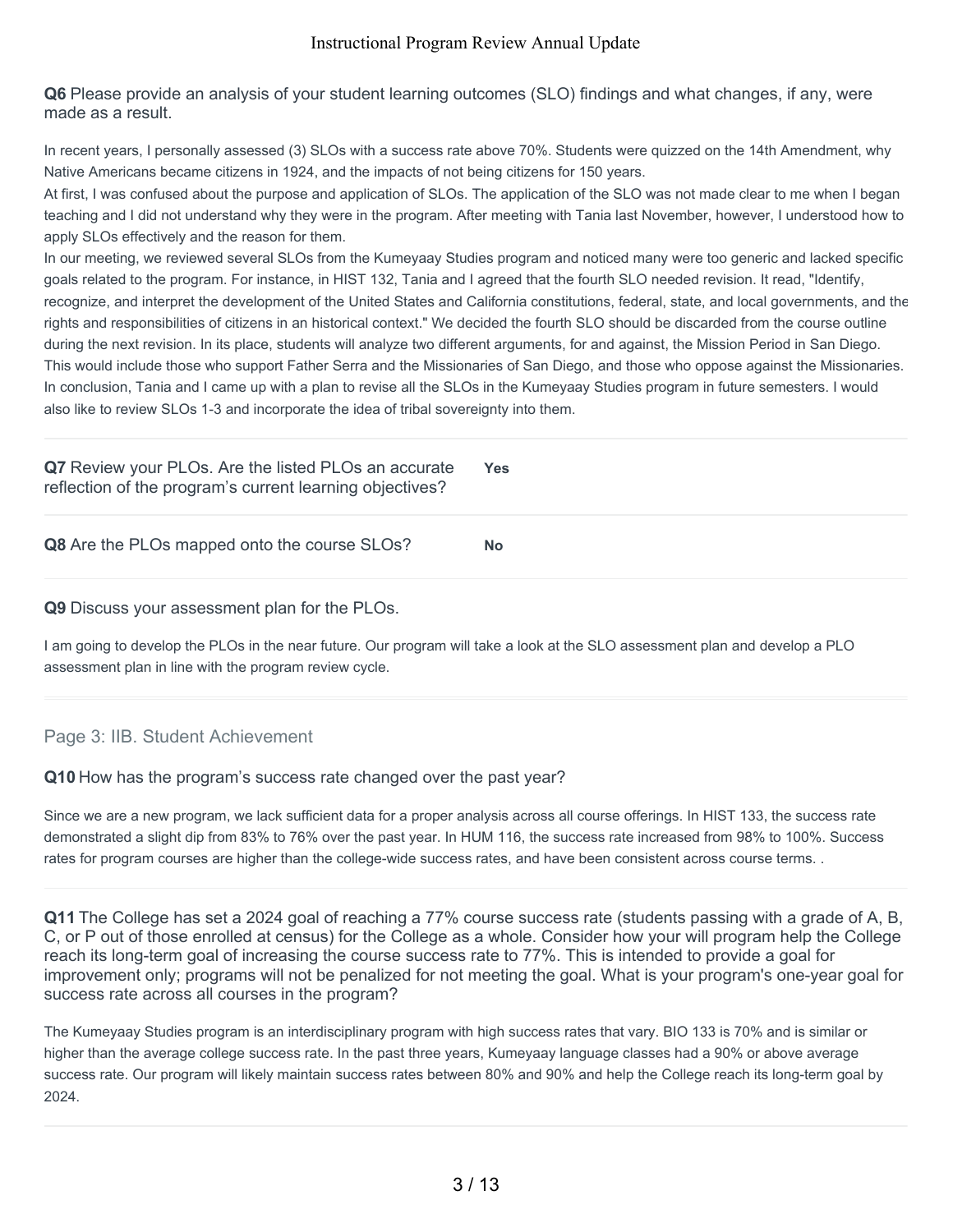**Q6** Please provide an analysis of your student learning outcomes (SLO) findings and what changes, if any, were made as a result.

In recent years, I personally assessed (3) SLOs with a success rate above 70%. Students were quizzed on the 14th Amendment, why Native Americans became citizens in 1924, and the impacts of not being citizens for 150 years.
At first, I was confused about the purpose and application of SLOs. The application of the SLO was not made clear to me when I began teaching and I did not understand why they were in the program. After meeting with Tania last November, however, I understood how to apply SLOs effectively and the reason for them.
In our meeting, we reviewed several SLOs from the Kumeyaay Studies program and noticed many were too generic and lacked specific goals related to the program. For instance, in HIST 132, Tania and I agreed that the fourth SLO needed revision. It read, "Identify, recognize, and interpret the development of the United States and California constitutions, federal, state, and local governments, and the rights and responsibilities of citizens in an historical context." We decided the fourth SLO should be discarded from the course outline during the next revision. In its place, students will analyze two different arguments, for and against, the Mission Period in San Diego. This would include those who support Father Serra and the Missionaries of San Diego, and those who oppose against the Missionaries. In conclusion, Tania and I came up with a plan to revise all the SLOs in the Kumeyaay Studies program in future semesters. I would also like to review SLOs 1-3 and incorporate the idea of tribal sovereignty into them.

**Q7** Review your PLOs. Are the listed PLOs an accurate reflection of the program's current learning objectives? **Yes**

**Q8** Are the PLOs mapped onto the course SLOs? **No**

**Q9** Discuss your assessment plan for the PLOs.

I am going to develop the PLOs in the near future. Our program will take a look at the SLO assessment plan and develop a PLO assessment plan in line with the program review cycle.

## Page 3: IIB. Student Achievement

**Q10** How has the program's success rate changed over the past year?

Since we are a new program, we lack sufficient data for a proper analysis across all course offerings. In HIST 133, the success rate demonstrated a slight dip from 83% to 76% over the past year. In HUM 116, the success rate increased from 98% to 100%. Success rates for program courses are higher than the college-wide success rates, and have been consistent across course terms. .

**Q11** The College has set a 2024 goal of reaching a 77% course success rate (students passing with a grade of A, B, C, or P out of those enrolled at census) for the College as a whole. Consider how your will program help the College reach its long-term goal of increasing the course success rate to 77%. This is intended to provide a goal for improvement only; programs will not be penalized for not meeting the goal. What is your program's one-year goal for success rate across all courses in the program?

The Kumeyaay Studies program is an interdisciplinary program with high success rates that vary. BIO 133 is 70% and is similar or higher than the average college success rate. In the past three years, Kumeyaay language classes had a 90% or above average success rate. Our program will likely maintain success rates between 80% and 90% and help the College reach its long-term goal by 2024.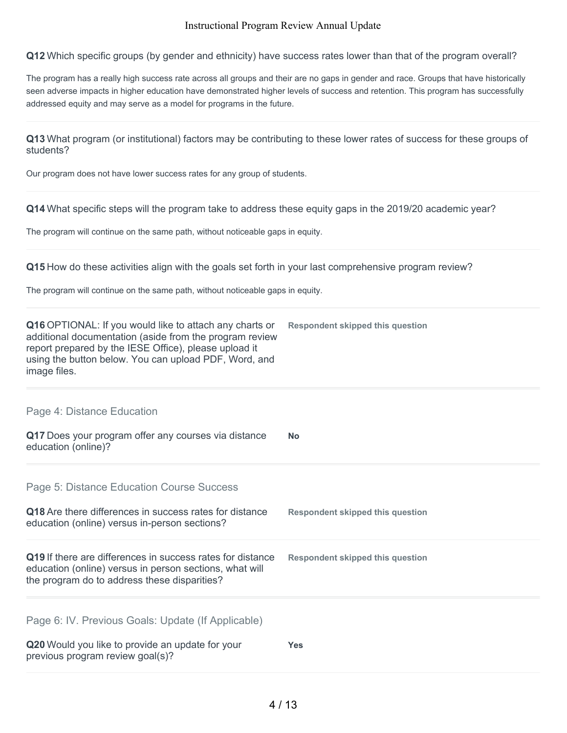**Q12** Which specific groups (by gender and ethnicity) have success rates lower than that of the program overall?

The program has a really high success rate across all groups and their are no gaps in gender and race. Groups that have historically seen adverse impacts in higher education have demonstrated higher levels of success and retention. This program has successfully addressed equity and may serve as a model for programs in the future.

**Q13** What program (or institutional) factors may be contributing to these lower rates of success for these groups of students?

Our program does not have lower success rates for any group of students.

**Q14** What specific steps will the program take to address these equity gaps in the 2019/20 academic year?

The program will continue on the same path, without noticeable gaps in equity.

**Q15** How do these activities align with the goals set forth in your last comprehensive program review?

The program will continue on the same path, without noticeable gaps in equity.

**Q16** OPTIONAL: If you would like to attach any charts or additional documentation (aside from the program review report prepared by the IESE Office), please upload it using the button below. You can upload PDF, Word, and image files.

**Respondent skipped this question**

## Page 4: Distance Education

**Q17** Does your program offer any courses via distance education (online)?

**No**

## Page 5: Distance Education Course Success

**Q18** Are there differences in success rates for distance education (online) versus in-person sections?

**Respondent skipped this question**

**Q19** If there are differences in success rates for distance education (online) versus in person sections, what will the program do to address these disparities?

**Respondent skipped this question**

## Page 6: IV. Previous Goals: Update (If Applicable)

**Q20** Would you like to provide an update for your previous program review goal(s)?

**Yes**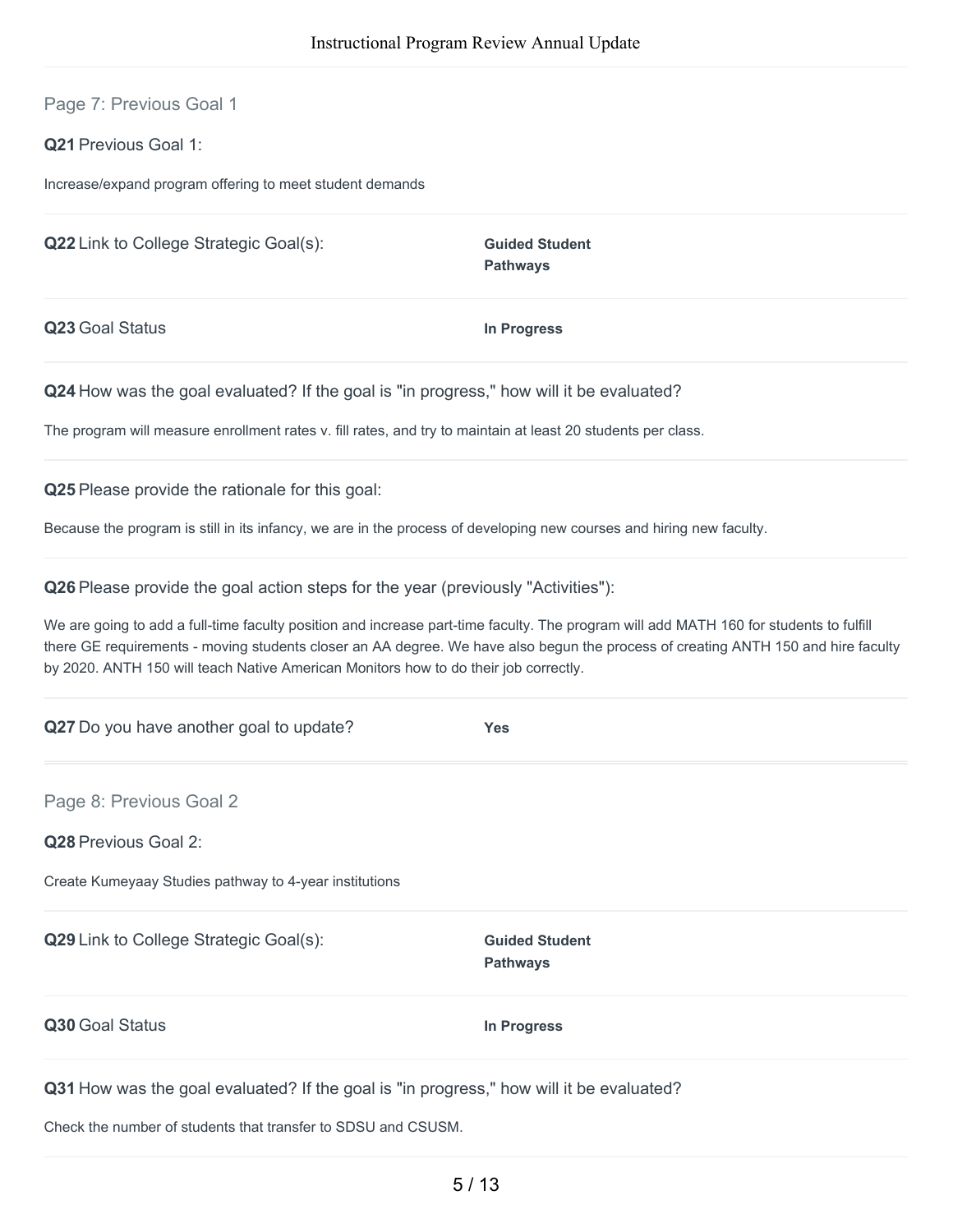## Page 7: Previous Goal 1

**Q21** Previous Goal 1:

Increase/expand program offering to meet student demands

**Q22** Link to College Strategic Goal(s): **Guided Student Pathways**

**Q23** Goal Status **In Progress**

**Q24** How was the goal evaluated? If the goal is "in progress," how will it be evaluated?

The program will measure enrollment rates v. fill rates, and try to maintain at least 20 students per class.

**Q25** Please provide the rationale for this goal:

Because the program is still in its infancy, we are in the process of developing new courses and hiring new faculty.

**Q26** Please provide the goal action steps for the year (previously "Activities"):

We are going to add a full-time faculty position and increase part-time faculty. The program will add MATH 160 for students to fulfill there GE requirements - moving students closer an AA degree. We have also begun the process of creating ANTH 150 and hire faculty by 2020. ANTH 150 will teach Native American Monitors how to do their job correctly.

**Q27** Do you have another goal to update? **Yes**

## Page 8: Previous Goal 2

**Q28** Previous Goal 2:

Create Kumeyaay Studies pathway to 4-year institutions

**Q29** Link to College Strategic Goal(s): **Guided Student Pathways**

**Q30** Goal Status **In Progress**

**Q31** How was the goal evaluated? If the goal is "in progress," how will it be evaluated?

Check the number of students that transfer to SDSU and CSUSM.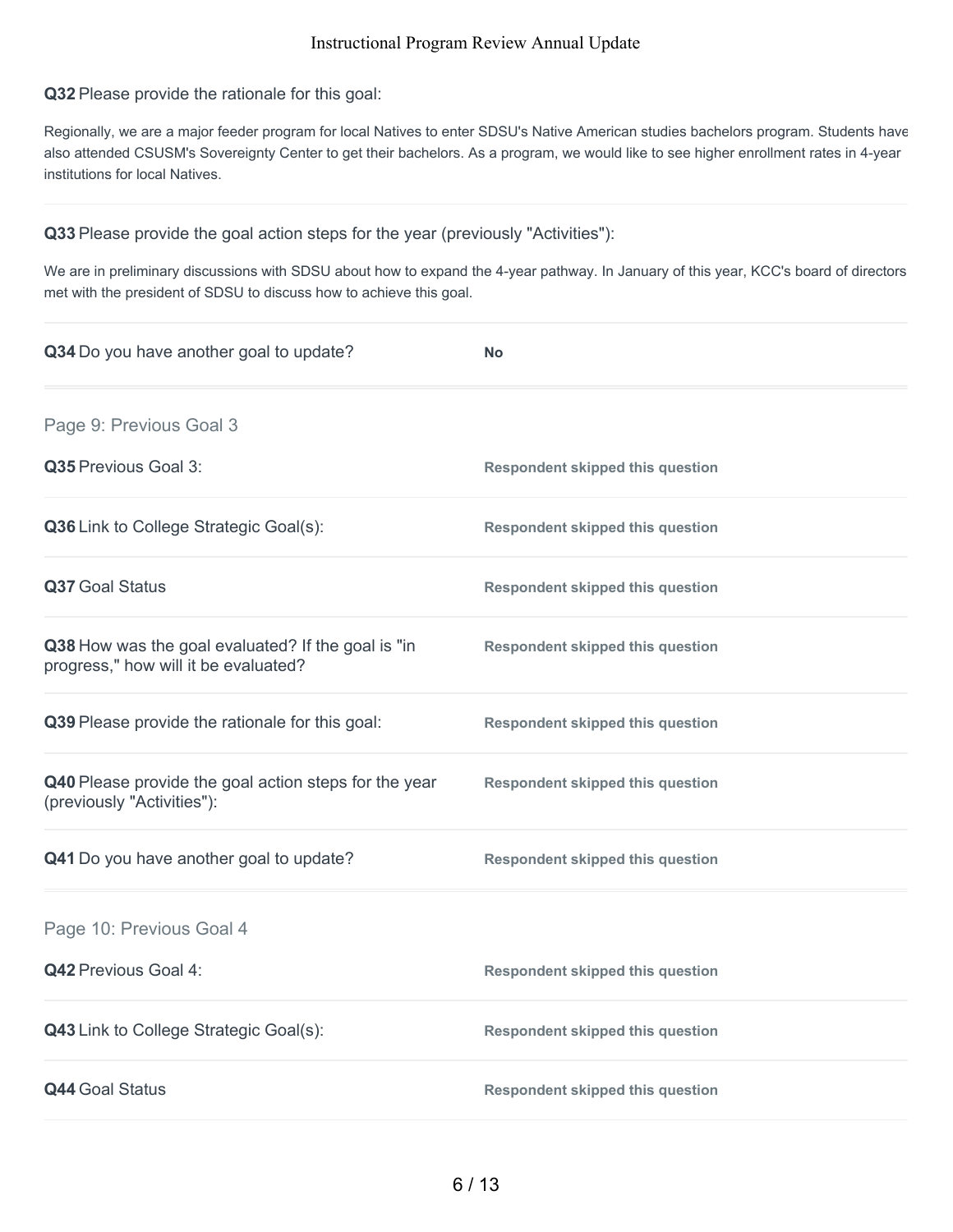**Q32** Please provide the rationale for this goal:

Regionally, we are a major feeder program for local Natives to enter SDSU's Native American studies bachelors program. Students have also attended CSUSM's Sovereignty Center to get their bachelors. As a program, we would like to see higher enrollment rates in 4-year institutions for local Natives.

**Q33** Please provide the goal action steps for the year (previously "Activities"):

We are in preliminary discussions with SDSU about how to expand the 4-year pathway. In January of this year, KCC's board of directors met with the president of SDSU to discuss how to achieve this goal.

**Q34** Do you have another goal to update? **No**

## Page 9: Previous Goal 3

**Q35** Previous Goal 3: **Respondent skipped this question**

**Q36** Link to College Strategic Goal(s): **Respondent skipped this question**

**Q37** Goal Status **Respondent skipped this question**

**Q38** How was the goal evaluated? If the goal is "in progress," how will it be evaluated? **Respondent skipped this question**

**Q39** Please provide the rationale for this goal: **Respondent skipped this question**

**Q40** Please provide the goal action steps for the year (previously "Activities"): **Respondent skipped this question**

**Q41** Do you have another goal to update? **Respondent skipped this question**

## Page 10: Previous Goal 4

**Q42** Previous Goal 4: **Respondent skipped this question**

**Q43** Link to College Strategic Goal(s): **Respondent skipped this question**

**Q44** Goal Status **Respondent skipped this question**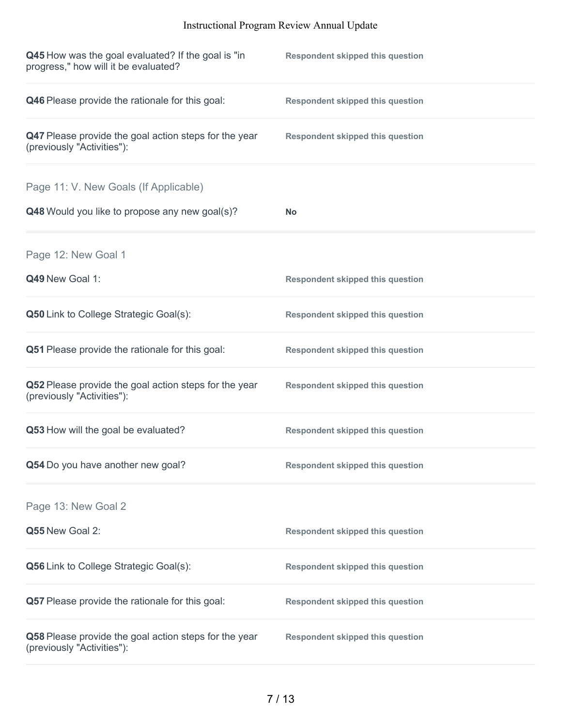**Q45** How was the goal evaluated? If the goal is "in progress," how will it be evaluated?

Respondent skipped this question

**Q46** Please provide the rationale for this goal:

Respondent skipped this question

**Q47** Please provide the goal action steps for the year (previously "Activities"):

Respondent skipped this question

## Page 11: V. New Goals (If Applicable)

**Q48** Would you like to propose any new goal(s)?

**No**

## Page 12: New Goal 1

**Q49** New Goal 1:

Respondent skipped this question

**Q50** Link to College Strategic Goal(s):

Respondent skipped this question

**Q51** Please provide the rationale for this goal:

Respondent skipped this question

**Q52** Please provide the goal action steps for the year (previously "Activities"):

Respondent skipped this question

**Q53** How will the goal be evaluated?

Respondent skipped this question

**Q54** Do you have another new goal?

Respondent skipped this question

## Page 13: New Goal 2

**Q55** New Goal 2:

Respondent skipped this question

**Q56** Link to College Strategic Goal(s):

Respondent skipped this question

**Q57** Please provide the rationale for this goal:

Respondent skipped this question

**Q58** Please provide the goal action steps for the year (previously "Activities"):

Respondent skipped this question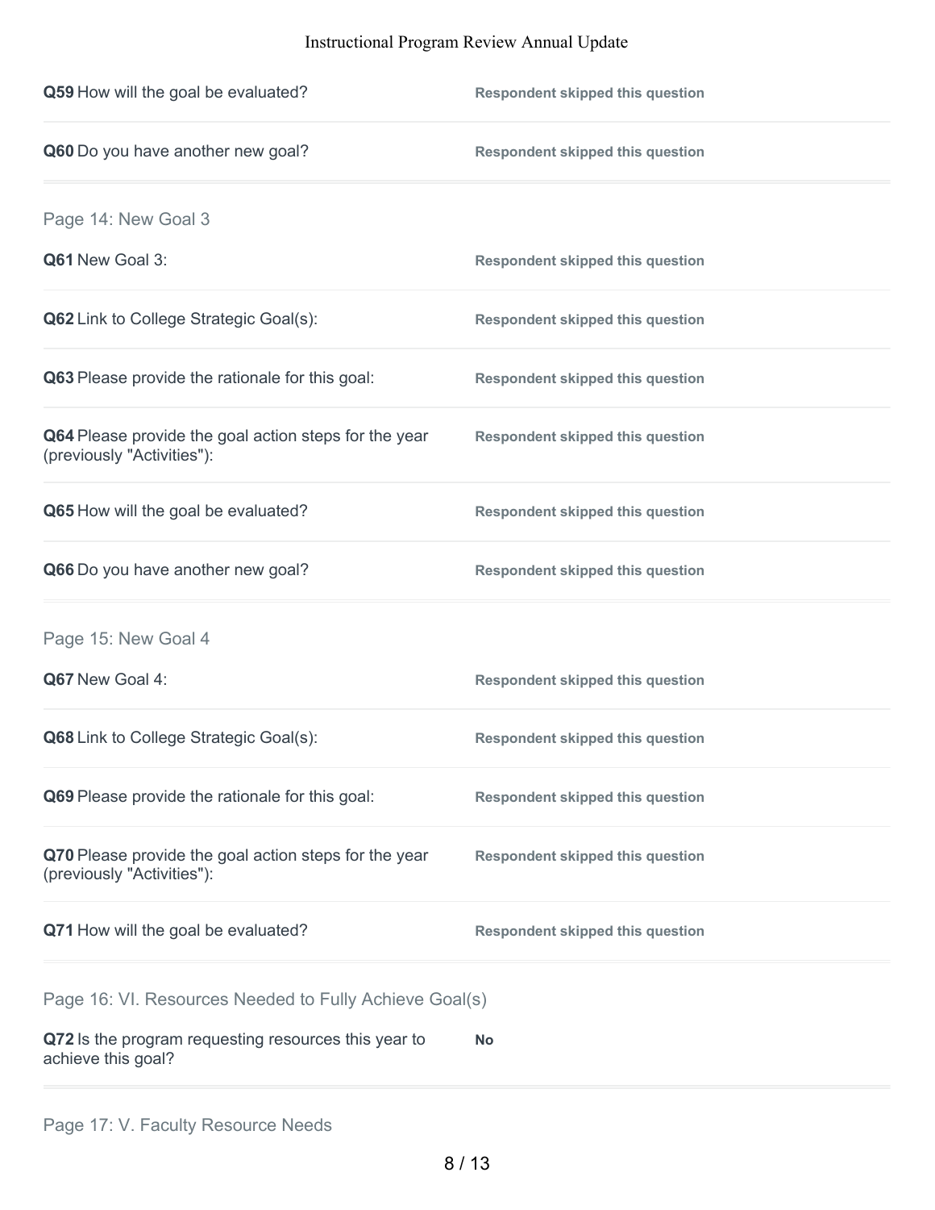**Q59** How will the goal be evaluated? **Respondent skipped this question**

**Q60** Do you have another new goal? **Respondent skipped this question**

## Page 14: New Goal 3

**Q61** New Goal 3: **Respondent skipped this question**

**Q62** Link to College Strategic Goal(s): **Respondent skipped this question**

**Q63** Please provide the rationale for this goal: **Respondent skipped this question**

**Q64** Please provide the goal action steps for the year (previously "Activities"): **Respondent skipped this question**

**Q65** How will the goal be evaluated? **Respondent skipped this question**

**Q66** Do you have another new goal? **Respondent skipped this question**

## Page 15: New Goal 4

**Q67** New Goal 4: **Respondent skipped this question**

**Q68** Link to College Strategic Goal(s): **Respondent skipped this question**

**Q69** Please provide the rationale for this goal: **Respondent skipped this question**

**Q70** Please provide the goal action steps for the year (previously "Activities"): **Respondent skipped this question**

**Q71** How will the goal be evaluated? **Respondent skipped this question**

## Page 16: VI. Resources Needed to Fully Achieve Goal(s)

**Q72** Is the program requesting resources this year to achieve this goal? **No**

## Page 17: V. Faculty Resource Needs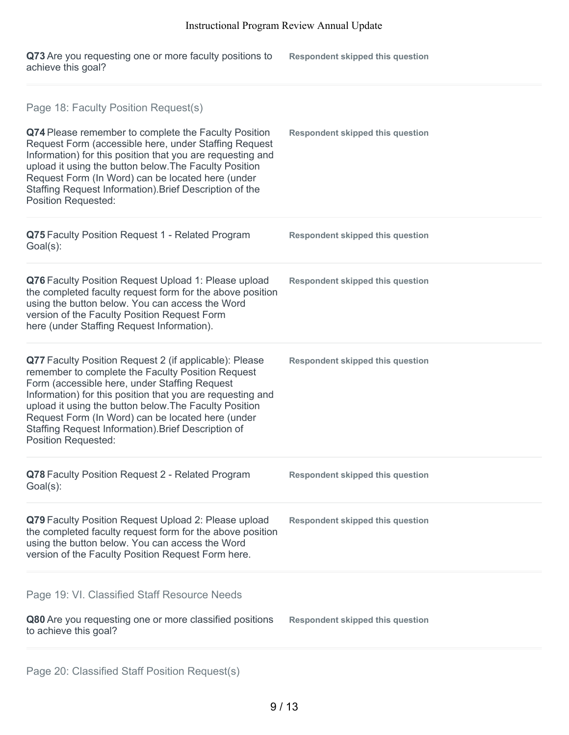**Q73** Are you requesting one or more faculty positions to achieve this goal?

**Respondent skipped this question**

## Page 18: Faculty Position Request(s)

**Q74** Please remember to complete the Faculty Position Request Form (accessible here, under Staffing Request Information) for this position that you are requesting and upload it using the button below.The Faculty Position Request Form (In Word) can be located here (under Staffing Request Information).Brief Description of the Position Requested:

**Respondent skipped this question**

**Q75** Faculty Position Request 1 - Related Program Goal(s):

**Respondent skipped this question**

**Q76** Faculty Position Request Upload 1: Please upload the completed faculty request form for the above position using the button below. You can access the Word version of the Faculty Position Request Form here (under Staffing Request Information).

**Respondent skipped this question**

**Q77** Faculty Position Request 2 (if applicable): Please remember to complete the Faculty Position Request Form (accessible here, under Staffing Request Information) for this position that you are requesting and upload it using the button below.The Faculty Position Request Form (In Word) can be located here (under Staffing Request Information).Brief Description of Position Requested:

**Respondent skipped this question**

**Q78** Faculty Position Request 2 - Related Program Goal(s):

**Respondent skipped this question**

**Q79** Faculty Position Request Upload 2: Please upload the completed faculty request form for the above position using the button below. You can access the Word version of the Faculty Position Request Form here.

**Respondent skipped this question**

## Page 19: VI. Classified Staff Resource Needs

**Q80** Are you requesting one or more classified positions to achieve this goal?

**Respondent skipped this question**

## Page 20: Classified Staff Position Request(s)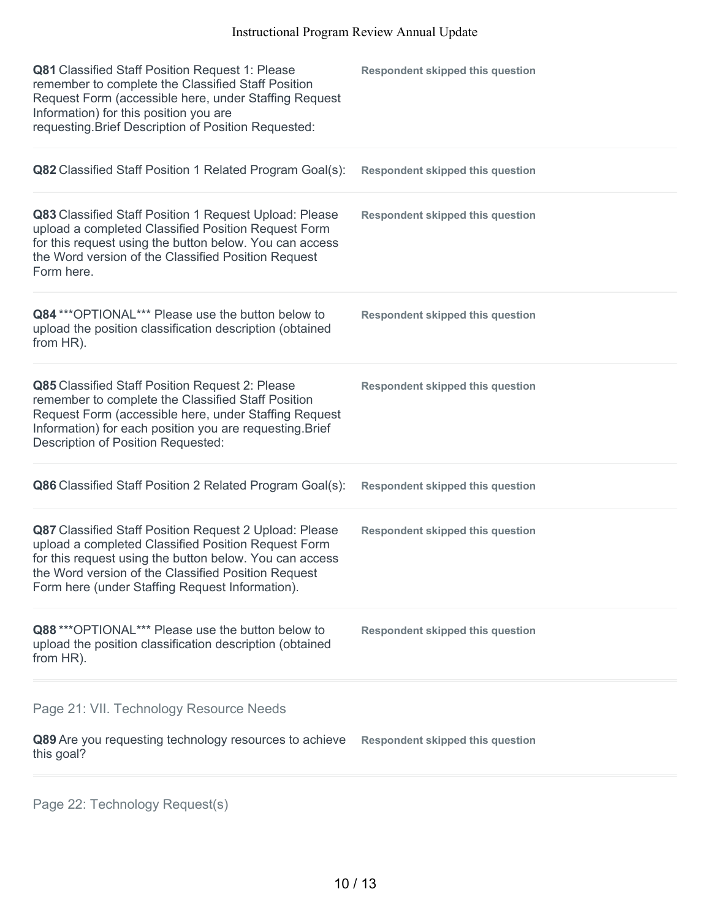**Q81** Classified Staff Position Request 1: Please remember to complete the Classified Staff Position Request Form (accessible here, under Staffing Request Information) for this position you are requesting.Brief Description of Position Requested:

**Respondent skipped this question**

**Q82** Classified Staff Position 1 Related Program Goal(s):

**Respondent skipped this question**

**Q83** Classified Staff Position 1 Request Upload: Please upload a completed Classified Position Request Form for this request using the button below. You can access the Word version of the Classified Position Request Form here.

**Respondent skipped this question**

**Q84** ***OPTIONAL*** Please use the button below to upload the position classification description (obtained from HR).

**Respondent skipped this question**

**Q85** Classified Staff Position Request 2: Please remember to complete the Classified Staff Position Request Form (accessible here, under Staffing Request Information) for each position you are requesting.Brief Description of Position Requested:

**Respondent skipped this question**

**Q86** Classified Staff Position 2 Related Program Goal(s):

**Respondent skipped this question**

**Q87** Classified Staff Position Request 2 Upload: Please upload a completed Classified Position Request Form for this request using the button below. You can access the Word version of the Classified Position Request Form here (under Staffing Request Information).

**Respondent skipped this question**

**Q88** ***OPTIONAL*** Please use the button below to upload the position classification description (obtained from HR).

**Respondent skipped this question**

## Page 21: VII. Technology Resource Needs

**Q89** Are you requesting technology resources to achieve this goal?

**Respondent skipped this question**

## Page 22: Technology Request(s)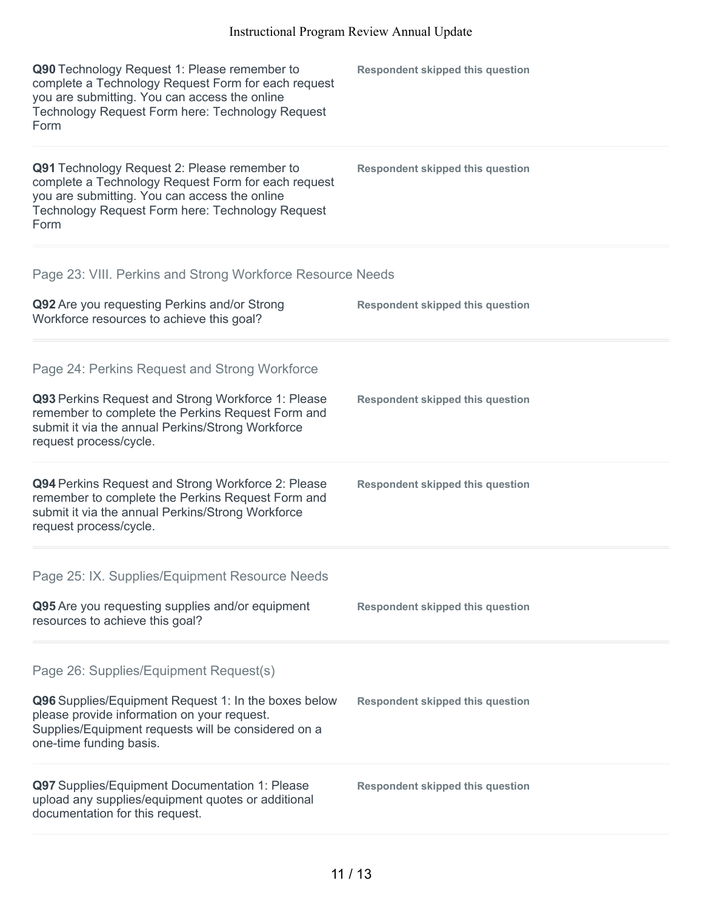**Q90** Technology Request 1: Please remember to complete a Technology Request Form for each request you are submitting. You can access the online Technology Request Form here: Technology Request Form

**Respondent skipped this question**

**Q91** Technology Request 2: Please remember to complete a Technology Request Form for each request you are submitting. You can access the online Technology Request Form here: Technology Request Form

**Respondent skipped this question**

## Page 23: VIII. Perkins and Strong Workforce Resource Needs

**Q92** Are you requesting Perkins and/or Strong Workforce resources to achieve this goal?

**Respondent skipped this question**

## Page 24: Perkins Request and Strong Workforce

**Q93** Perkins Request and Strong Workforce 1: Please remember to complete the Perkins Request Form and submit it via the annual Perkins/Strong Workforce request process/cycle.

**Respondent skipped this question**

**Q94** Perkins Request and Strong Workforce 2: Please remember to complete the Perkins Request Form and submit it via the annual Perkins/Strong Workforce request process/cycle.

**Respondent skipped this question**

## Page 25: IX. Supplies/Equipment Resource Needs

**Q95** Are you requesting supplies and/or equipment resources to achieve this goal?

**Respondent skipped this question**

## Page 26: Supplies/Equipment Request(s)

**Q96** Supplies/Equipment Request 1: In the boxes below please provide information on your request. Supplies/Equipment requests will be considered on a one-time funding basis.

**Respondent skipped this question**

**Q97** Supplies/Equipment Documentation 1: Please upload any supplies/equipment quotes or additional documentation for this request.

**Respondent skipped this question**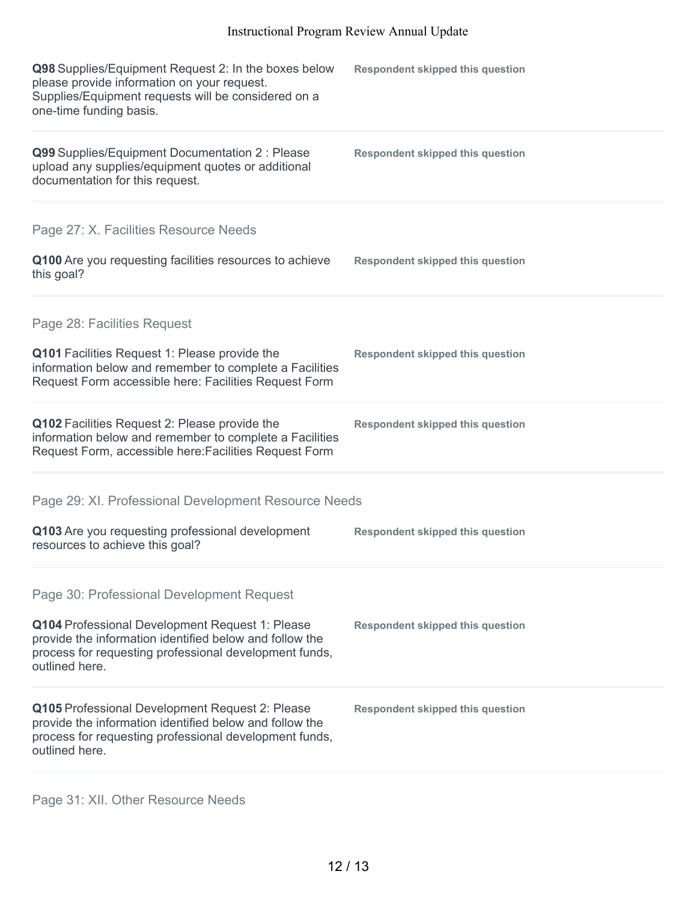**Q98** Supplies/Equipment Request 2: In the boxes below please provide information on your request. Supplies/Equipment requests will be considered on a one-time funding basis.

**Respondent skipped this question**

**Q99** Supplies/Equipment Documentation 2 : Please upload any supplies/equipment quotes or additional documentation for this request.

**Respondent skipped this question**

## Page 27: X. Facilities Resource Needs

**Q100** Are you requesting facilities resources to achieve this goal?

**Respondent skipped this question**

## Page 28: Facilities Request

**Q101** Facilities Request 1: Please provide the information below and remember to complete a Facilities Request Form accessible here: Facilities Request Form

**Respondent skipped this question**

**Q102** Facilities Request 2: Please provide the information below and remember to complete a Facilities Request Form, accessible here:Facilities Request Form

**Respondent skipped this question**

## Page 29: XI. Professional Development Resource Needs

**Q103** Are you requesting professional development resources to achieve this goal?

**Respondent skipped this question**

## Page 30: Professional Development Request

**Q104** Professional Development Request 1: Please provide the information identified below and follow the process for requesting professional development funds, outlined here.

**Respondent skipped this question**

**Q105** Professional Development Request 2: Please provide the information identified below and follow the process for requesting professional development funds, outlined here.

**Respondent skipped this question**

## Page 31: XII. Other Resource Needs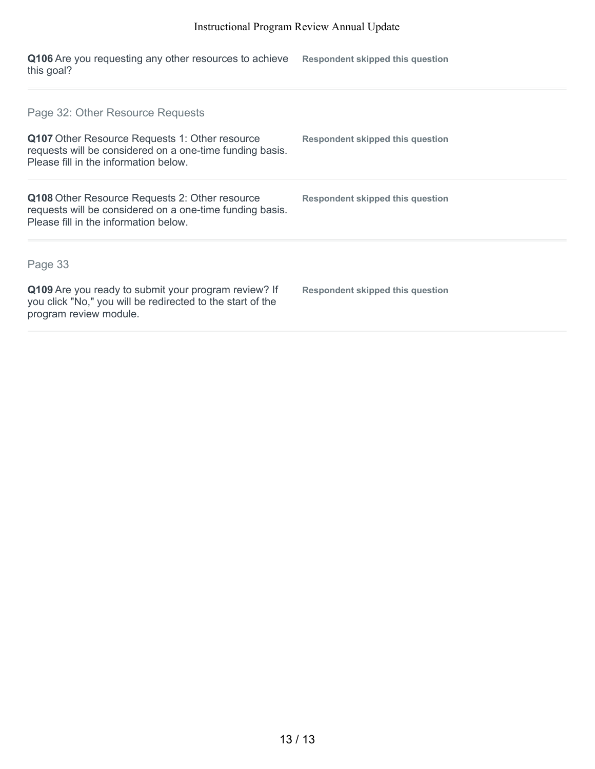**Q106** Are you requesting any other resources to achieve this goal? **Respondent skipped this question**

## Page 32: Other Resource Requests

**Q107** Other Resource Requests 1: Other resource requests will be considered on a one-time funding basis. Please fill in the information below. **Respondent skipped this question**

**Q108** Other Resource Requests 2: Other resource requests will be considered on a one-time funding basis. Please fill in the information below. **Respondent skipped this question**

## Page 33

**Q109** Are you ready to submit your program review? If you click "No," you will be redirected to the start of the program review module. **Respondent skipped this question**